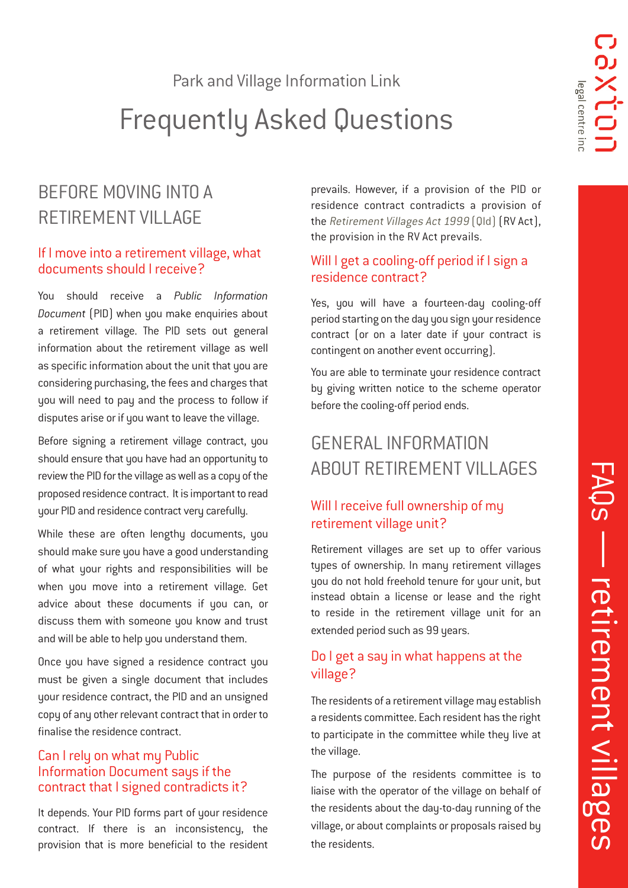Park and Village Information Link

# Frequently Asked Questions

## BEFORE MOVING INTO A RETIREMENT VILLAGE

### If I move into a retirement village, what documents should I receive?

You should receive a *Public Information Document* (PID) when you make enquiries about a retirement village. The PID sets out general information about the retirement village as well as specific information about the unit that you are considering purchasing, the fees and charges that you will need to pay and the process to follow if disputes arise or if you want to leave the village.

Before signing a retirement village contract, you should ensure that you have had an opportunity to review the PID for the village as well as a copy of the proposed residence contract. It is important to read your PID and residence contract very carefully.

While these are often lengthy documents, you should make sure you have a good understanding of what your rights and responsibilities will be when you move into a retirement village. Get advice about these documents if you can, or discuss them with someone you know and trust and will be able to help you understand them.

Once you have signed a residence contract you must be given a single document that includes your residence contract, the PID and an unsigned copy of any other relevant contract that in order to finalise the residence contract.

### Can I rely on what my Public Information Document says if the contract that I signed contradicts it?

It depends. Your PID forms part of your residence contract. If there is an inconsistency, the provision that is more beneficial to the resident prevails. However, if a provision of the PID or residence contract contradicts a provision of the *Retirement Villages Act 1999* (Qld) (RV Act), the provision in the RV Act prevails.

### Will I get a cooling-off period if I sign a residence contract?

Yes, you will have a fourteen-day cooling-off period starting on the day you sign your residence contract (or on a later date if your contract is contingent on another event occurring).

You are able to terminate your residence contract by giving written notice to the scheme operator before the cooling-off period ends.

## GENERAL INFORMATION ABOUT RETIREMENT VILLAGES

### Will I receive full ownership of my retirement village unit?

Retirement villages are set up to offer various types of ownership. In many retirement villages you do not hold freehold tenure for your unit, but instead obtain a license or lease and the right to reside in the retirement village unit for an extended period such as 99 years.

### Do I get a say in what happens at the village?

The residents of a retirement village may establish a residents committee. Each resident has the right to participate in the committee while they live at the village.

The purpose of the residents committee is to liaise with the operator of the village on behalf of the residents about the day-to-day running of the village, or about complaints or proposals raised by the residents.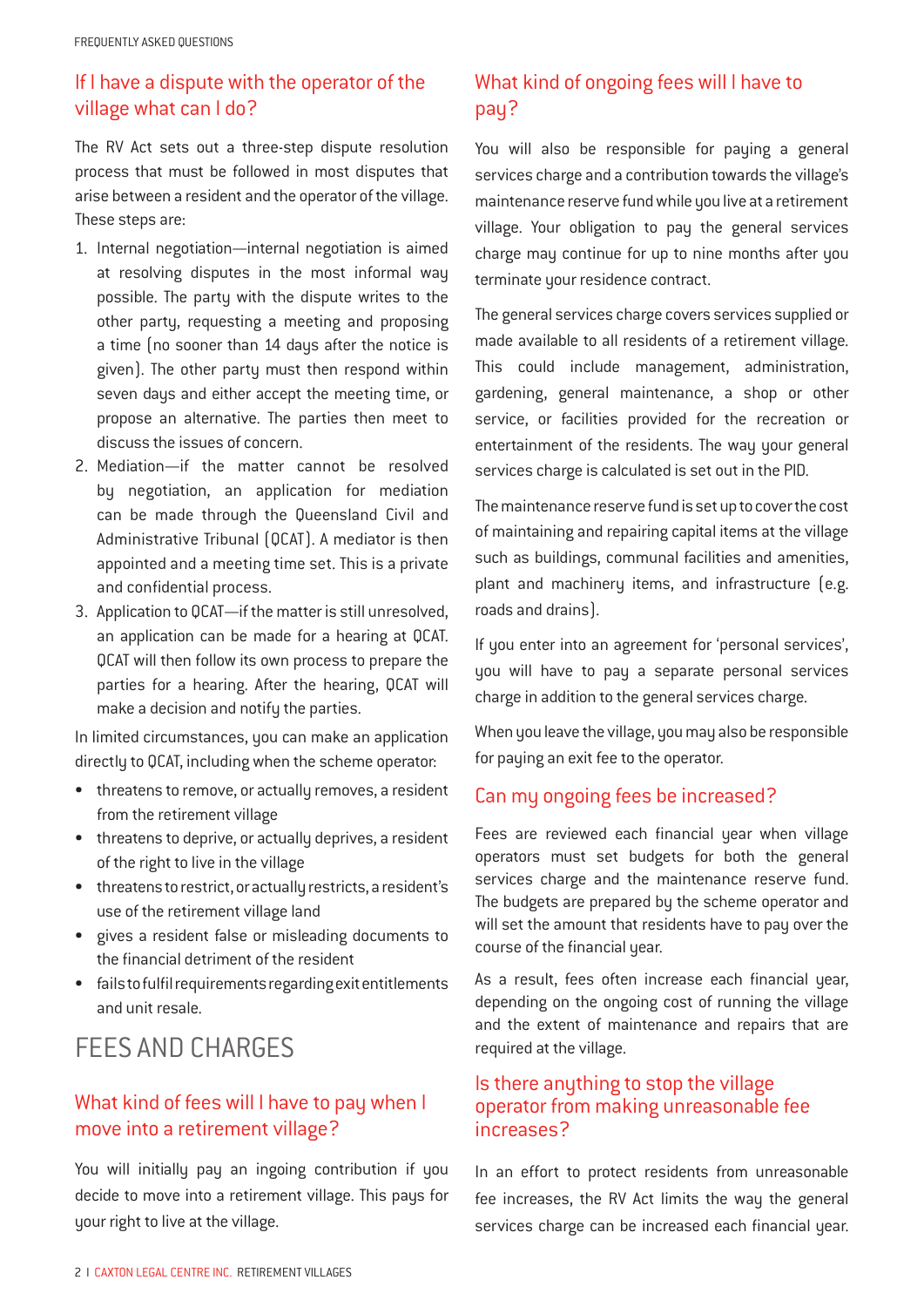## If I have a dispute with the operator of the village what can I do?

The RV Act sets out a three-step dispute resolution process that must be followed in most disputes that arise between a resident and the operator of the village. These steps are:

1. Internal negotiation—internal negotiation is aimed at resolving disputes in the most informal way possible. The party with the dispute writes to the other party, requesting a meeting and proposing a time (no sooner than 14 days after the notice is given). The other party must then respond within seven days and either accept the meeting time, or propose an alternative. The parties then meet to discuss the issues of concern.
2. Mediation—if the matter cannot be resolved by negotiation, an application for mediation can be made through the Queensland Civil and Administrative Tribunal (QCAT). A mediator is then appointed and a meeting time set. This is a private and confidential process.
3. Application to QCAT—if the matter is still unresolved, an application can be made for a hearing at QCAT. QCAT will then follow its own process to prepare the parties for a hearing. After the hearing, QCAT will make a decision and notify the parties.

In limited circumstances, you can make an application directly to QCAT, including when the scheme operator:

- threatens to remove, or actually removes, a resident from the retirement village
- threatens to deprive, or actually deprives, a resident of the right to live in the village
- threatens to restrict, or actually restricts, a resident's use of the retirement village land
- gives a resident false or misleading documents to the financial detriment of the resident
- fails to fulfil requirements regarding exit entitlements and unit resale.

# FEES AND CHARGES

## What kind of fees will I have to pay when I move into a retirement village?

You will initially pay an ingoing contribution if you decide to move into a retirement village. This pays for your right to live at the village.

## What kind of ongoing fees will I have to pay?

You will also be responsible for paying a general services charge and a contribution towards the village's maintenance reserve fund while you live at a retirement village. Your obligation to pay the general services charge may continue for up to nine months after you terminate your residence contract.

The general services charge covers services supplied or made available to all residents of a retirement village. This could include management, administration, gardening, general maintenance, a shop or other service, or facilities provided for the recreation or entertainment of the residents. The way your general services charge is calculated is set out in the PID.

The maintenance reserve fund is set up to cover the cost of maintaining and repairing capital items at the village such as buildings, communal facilities and amenities, plant and machinery items, and infrastructure (e.g. roads and drains).

If you enter into an agreement for 'personal services', you will have to pay a separate personal services charge in addition to the general services charge.

When you leave the village, you may also be responsible for paying an exit fee to the operator.

## Can my ongoing fees be increased?

Fees are reviewed each financial year when village operators must set budgets for both the general services charge and the maintenance reserve fund. The budgets are prepared by the scheme operator and will set the amount that residents have to pay over the course of the financial year.

As a result, fees often increase each financial year, depending on the ongoing cost of running the village and the extent of maintenance and repairs that are required at the village.

## Is there anything to stop the village operator from making unreasonable fee increases?

In an effort to protect residents from unreasonable fee increases, the RV Act limits the way the general services charge can be increased each financial year.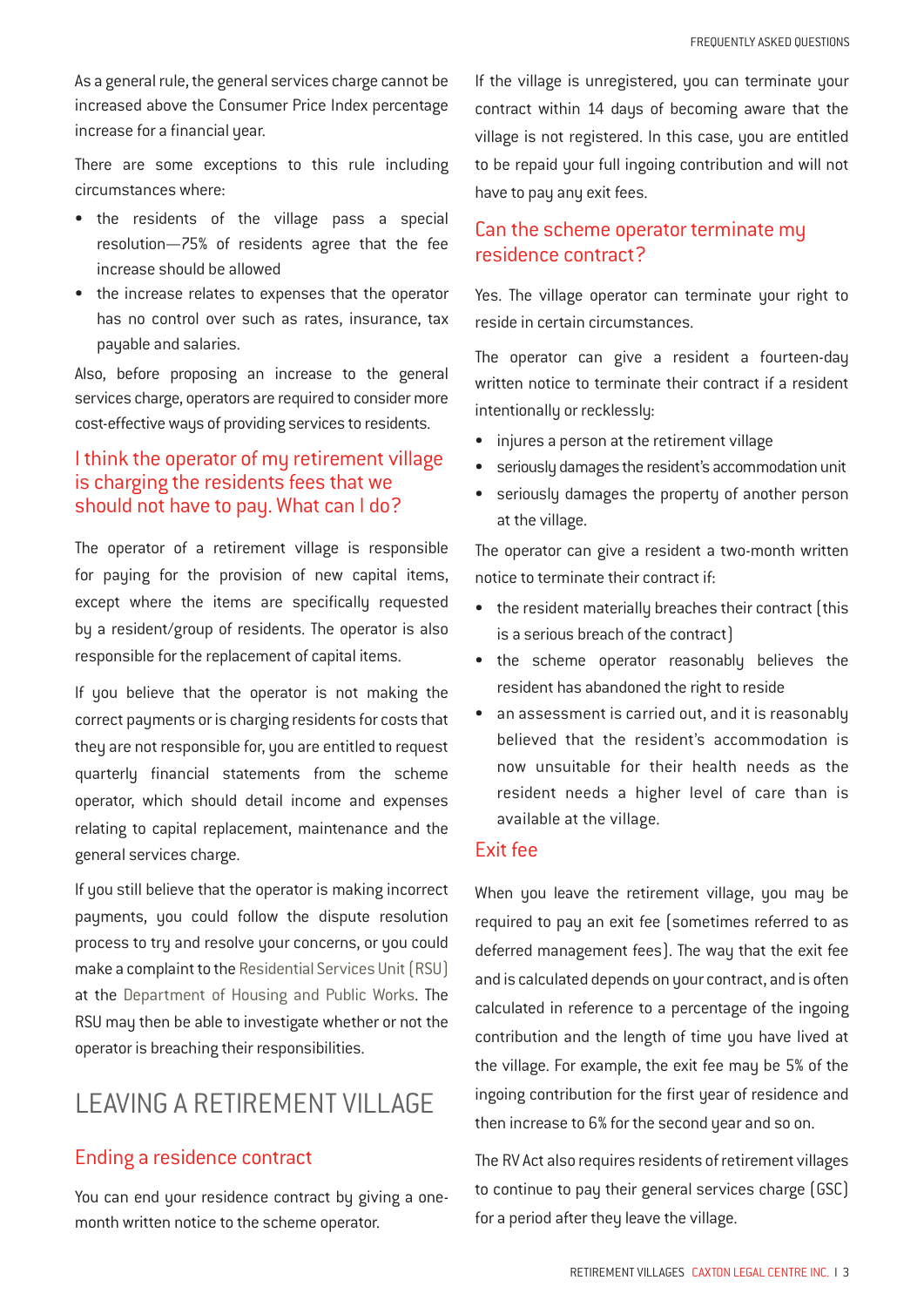As a general rule, the general services charge cannot be increased above the Consumer Price Index percentage increase for a financial year.

There are some exceptions to this rule including circumstances where:

- the residents of the village pass a special resolution—75% of residents agree that the fee increase should be allowed
- the increase relates to expenses that the operator has no control over such as rates, insurance, tax payable and salaries.

Also, before proposing an increase to the general services charge, operators are required to consider more cost-effective ways of providing services to residents.

### I think the operator of my retirement village is charging the residents fees that we should not have to pay. What can I do?

The operator of a retirement village is responsible for paying for the provision of new capital items, except where the items are specifically requested by a resident/group of residents. The operator is also responsible for the replacement of capital items.

If you believe that the operator is not making the correct payments or is charging residents for costs that they are not responsible for, you are entitled to request quarterly financial statements from the scheme operator, which should detail income and expenses relating to capital replacement, maintenance and the general services charge.

If you still believe that the operator is making incorrect payments, you could follow the dispute resolution process to try and resolve your concerns, or you could make a complaint to the Residential Services Unit (RSU) at the Department of Housing and Public Works. The RSU may then be able to investigate whether or not the operator is breaching their responsibilities.

## LEAVING A RETIREMENT VILLAGE

### Ending a residence contract

You can end your residence contract by giving a one-month written notice to the scheme operator.

If the village is unregistered, you can terminate your contract within 14 days of becoming aware that the village is not registered. In this case, you are entitled to be repaid your full ingoing contribution and will not have to pay any exit fees.

### Can the scheme operator terminate my residence contract?

Yes. The village operator can terminate your right to reside in certain circumstances.

The operator can give a resident a fourteen-day written notice to terminate their contract if a resident intentionally or recklessly:

- injures a person at the retirement village
- seriously damages the resident's accommodation unit
- seriously damages the property of another person at the village.

The operator can give a resident a two-month written notice to terminate their contract if:

- the resident materially breaches their contract (this is a serious breach of the contract)
- the scheme operator reasonably believes the resident has abandoned the right to reside
- an assessment is carried out, and it is reasonably believed that the resident's accommodation is now unsuitable for their health needs as the resident needs a higher level of care than is available at the village.

### Exit fee

When you leave the retirement village, you may be required to pay an exit fee (sometimes referred to as deferred management fees). The way that the exit fee and is calculated depends on your contract, and is often calculated in reference to a percentage of the ingoing contribution and the length of time you have lived at the village. For example, the exit fee may be 5% of the ingoing contribution for the first year of residence and then increase to 6% for the second year and so on.

The RV Act also requires residents of retirement villages to continue to pay their general services charge (GSC) for a period after they leave the village.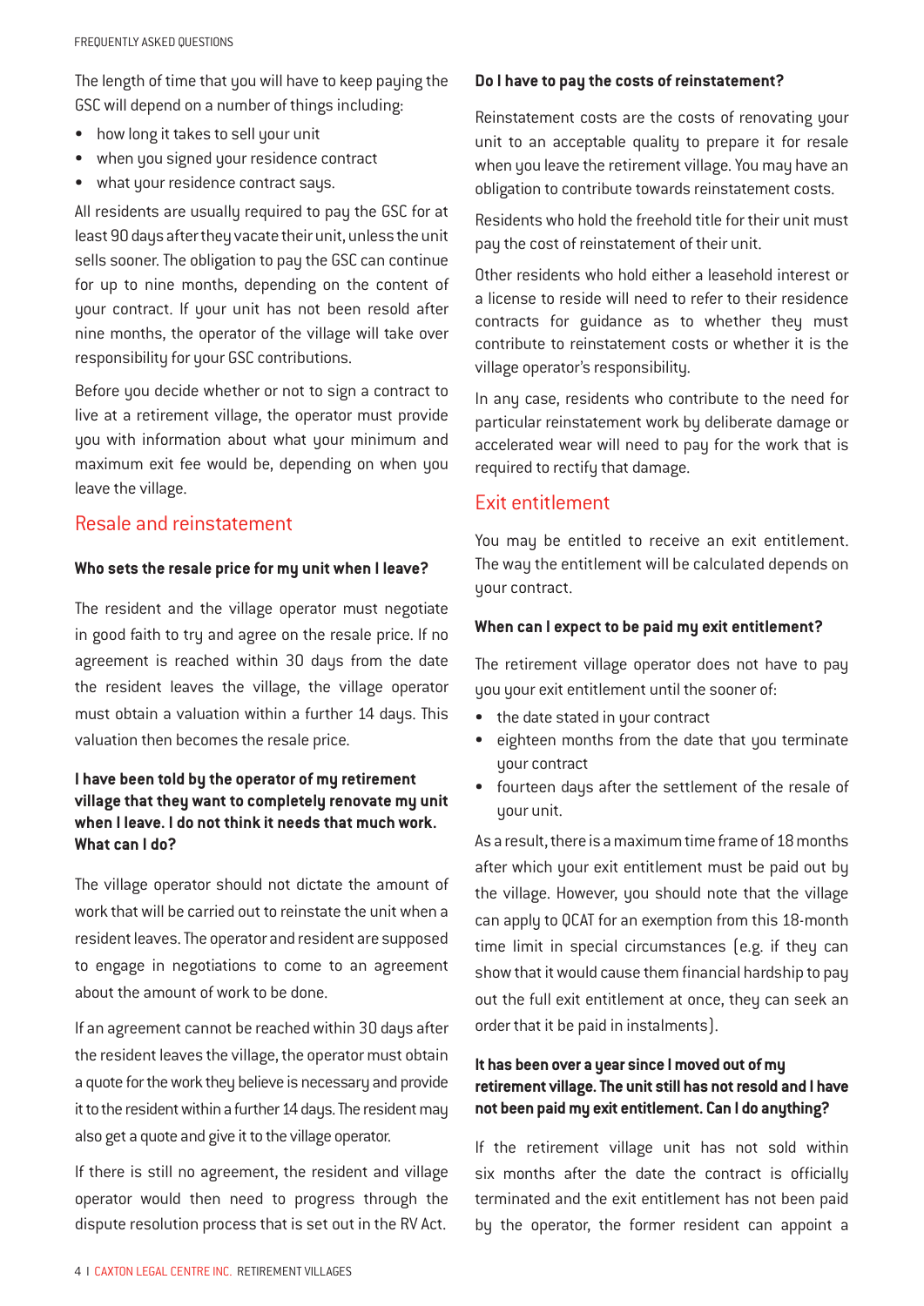The length of time that you will have to keep paying the GSC will depend on a number of things including:

- how long it takes to sell your unit
- when you signed your residence contract
- what your residence contract says.

All residents are usually required to pay the GSC for at least 90 days after they vacate their unit, unless the unit sells sooner. The obligation to pay the GSC can continue for up to nine months, depending on the content of your contract. If your unit has not been resold after nine months, the operator of the village will take over responsibility for your GSC contributions.

Before you decide whether or not to sign a contract to live at a retirement village, the operator must provide you with information about what your minimum and maximum exit fee would be, depending on when you leave the village.

## Resale and reinstatement

**Who sets the resale price for my unit when I leave?**

The resident and the village operator must negotiate in good faith to try and agree on the resale price. If no agreement is reached within 30 days from the date the resident leaves the village, the village operator must obtain a valuation within a further 14 days. This valuation then becomes the resale price.

**I have been told by the operator of my retirement village that they want to completely renovate my unit when I leave. I do not think it needs that much work. What can I do?**

The village operator should not dictate the amount of work that will be carried out to reinstate the unit when a resident leaves. The operator and resident are supposed to engage in negotiations to come to an agreement about the amount of work to be done.

If an agreement cannot be reached within 30 days after the resident leaves the village, the operator must obtain a quote for the work they believe is necessary and provide it to the resident within a further 14 days. The resident may also get a quote and give it to the village operator.

If there is still no agreement, the resident and village operator would then need to progress through the dispute resolution process that is set out in the RV Act.

**Do I have to pay the costs of reinstatement?**

Reinstatement costs are the costs of renovating your unit to an acceptable quality to prepare it for resale when you leave the retirement village. You may have an obligation to contribute towards reinstatement costs.

Residents who hold the freehold title for their unit must pay the cost of reinstatement of their unit.

Other residents who hold either a leasehold interest or a license to reside will need to refer to their residence contracts for guidance as to whether they must contribute to reinstatement costs or whether it is the village operator's responsibility.

In any case, residents who contribute to the need for particular reinstatement work by deliberate damage or accelerated wear will need to pay for the work that is required to rectify that damage.

## Exit entitlement

You may be entitled to receive an exit entitlement. The way the entitlement will be calculated depends on your contract.

**When can I expect to be paid my exit entitlement?**

The retirement village operator does not have to pay you your exit entitlement until the sooner of:

- the date stated in your contract
- eighteen months from the date that you terminate your contract
- fourteen days after the settlement of the resale of your unit.

As a result, there is a maximum time frame of 18 months after which your exit entitlement must be paid out by the village. However, you should note that the village can apply to QCAT for an exemption from this 18-month time limit in special circumstances (e.g. if they can show that it would cause them financial hardship to pay out the full exit entitlement at once, they can seek an order that it be paid in instalments).

**It has been over a year since I moved out of my retirement village. The unit still has not resold and I have not been paid my exit entitlement. Can I do anything?**

If the retirement village unit has not sold within six months after the date the contract is officially terminated and the exit entitlement has not been paid by the operator, the former resident can appoint a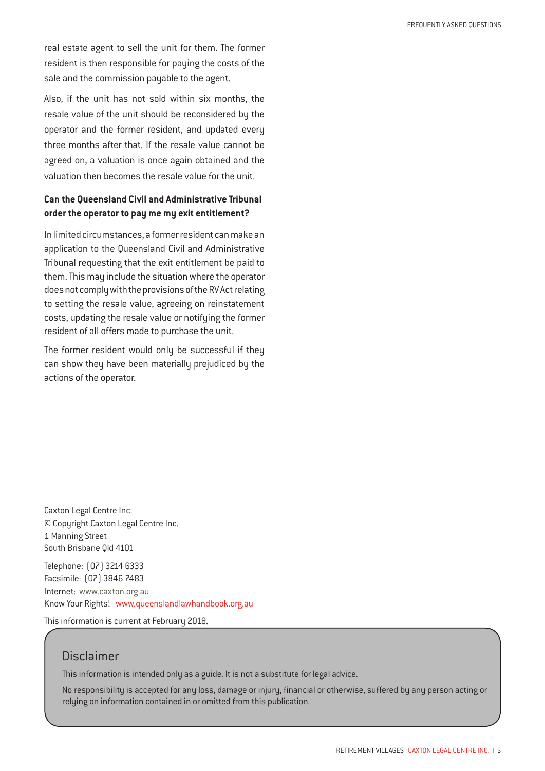real estate agent to sell the unit for them. The former resident is then responsible for paying the costs of the sale and the commission payable to the agent.

Also, if the unit has not sold within six months, the resale value of the unit should be reconsidered by the operator and the former resident, and updated every three months after that. If the resale value cannot be agreed on, a valuation is once again obtained and the valuation then becomes the resale value for the unit.

**Can the Queensland Civil and Administrative Tribunal order the operator to pay me my exit entitlement?**

In limited circumstances, a former resident can make an application to the Queensland Civil and Administrative Tribunal requesting that the exit entitlement be paid to them. This may include the situation where the operator does not comply with the provisions of the RV Act relating to setting the resale value, agreeing on reinstatement costs, updating the resale value or notifying the former resident of all offers made to purchase the unit.

The former resident would only be successful if they can show they have been materially prejudiced by the actions of the operator.

Caxton Legal Centre Inc.
© Copyright Caxton Legal Centre Inc.
1 Manning Street
South Brisbane Qld 4101

Telephone: (07) 3214 6333
Facsimile: (07) 3846 7483
Internet: www.caxton.org.au
Know Your Rights! www.queenslandlawhandbook.org.au

This information is current at February 2018.

## Disclaimer

This information is intended only as a guide. It is not a substitute for legal advice.

No responsibility is accepted for any loss, damage or injury, financial or otherwise, suffered by any person acting or relying on information contained in or omitted from this publication.